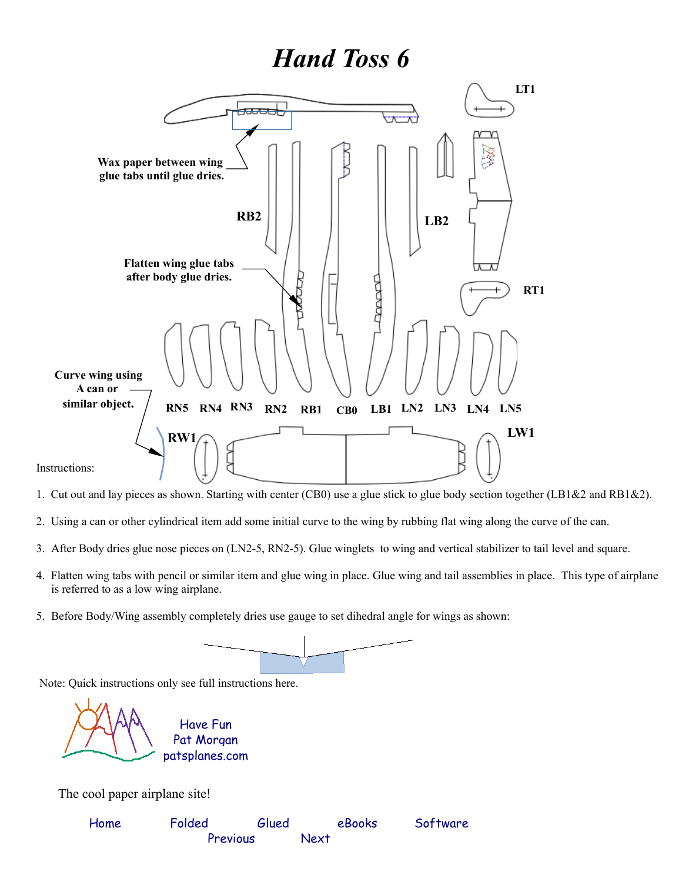# *Hand Toss 6*

Wax paper between wing glue tabs until glue dries.

Flatten wing glue tabs after body glue dries.

Curve wing using A can or similar object.

LT1 RT1 RB2 LB2 RN5 RN4 RN3 RN2 RB1 CB0 LB1 LN2 LN3 LN4 LN5 RW1 LW1

Instructions:

1. Cut out and lay pieces as shown. Starting with center (CB0) use a glue stick to glue body section together (LB1&2 and RB1&2).
2. Using a can or other cylindrical item add some initial curve to the wing by rubbing flat wing along the curve of the can.
3. After Body dries glue nose pieces on (LN2-5, RN2-5). Glue winglets to wing and vertical stabilizer to tail level and square.
4. Flatten wing tabs with pencil or similar item and glue wing in place. Glue wing and tail assemblies in place. This type of airplane is referred to as a low wing airplane.
5. Before Body/Wing assembly completely dries use gauge to set dihedral angle for wings as shown:

Note: Quick instructions only see full instructions here.

Have Fun
Pat Morgan
patsplanes.com

The cool paper airplane site!

Home Folded Glued eBooks Software
Previous Next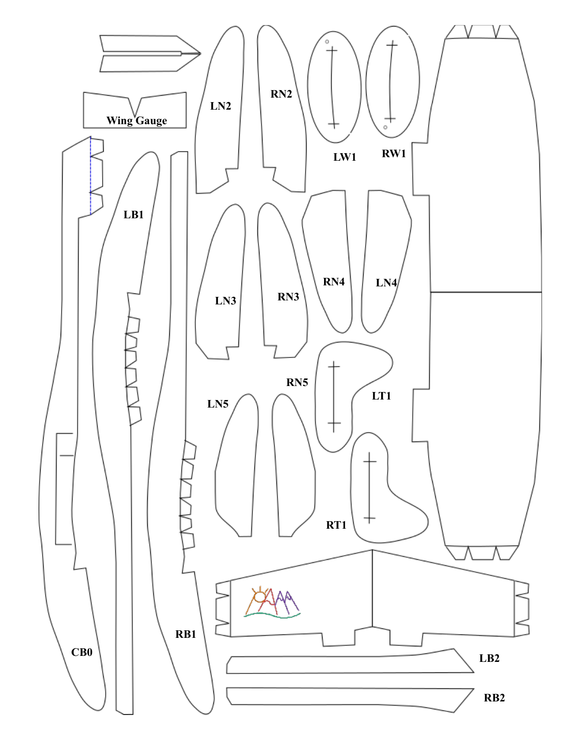Wing Gauge

LN2

RN2

LW1

RW1

LB1

LN3

RN3

RN4

LN4

RN5

LT1

LN5

RT1

CB0

RB1

LB2

RB2